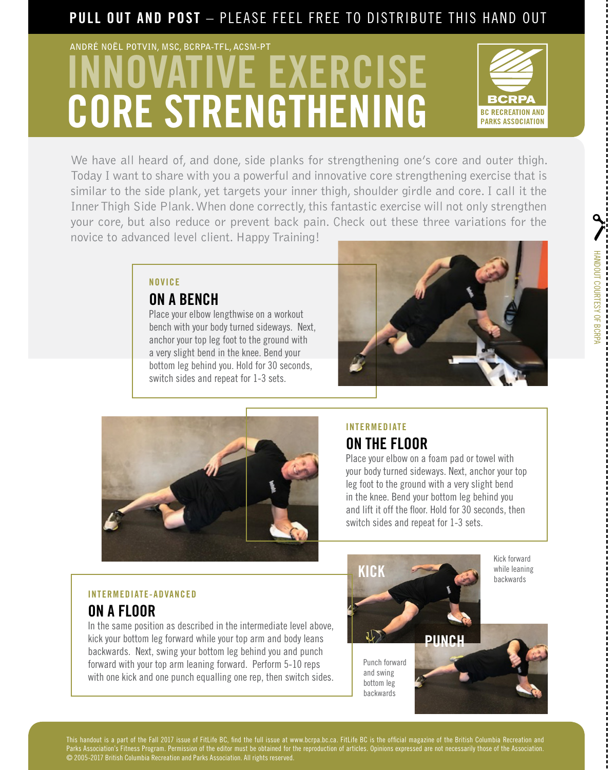**PULL OUT AND POST** – PLEASE FEEL FREE TO DISTRIBUTE THIS HAND OUT

ANDRÉ NOËL POTVIN, MSC, BCRPA-TFL, ACSM-PT

# INNOVATIVE EXERCISE
# CORE STRENGTHENING

BCRPA
BC RECREATION AND PARKS ASSOCIATION

We have all heard of, and done, side planks for strengthening one's core and outer thigh. Today I want to share with you a powerful and innovative core strengthening exercise that is similar to the side plank, yet targets your inner thigh, shoulder girdle and core. I call it the Inner Thigh Side Plank. When done correctly, this fantastic exercise will not only strengthen your core, but also reduce or prevent back pain. Check out these three variations for the novice to advanced level client. Happy Training!

NOVICE

## ON A BENCH

Place your elbow lengthwise on a workout bench with your body turned sideways. Next, anchor your top leg foot to the ground with a very slight bend in the knee. Bend your bottom leg behind you. Hold for 30 seconds, switch sides and repeat for 1-3 sets.

INTERMEDIATE

## ON THE FLOOR

Place your elbow on a foam pad or towel with your body turned sideways. Next, anchor your top leg foot to the ground with a very slight bend in the knee. Bend your bottom leg behind you and lift it off the floor. Hold for 30 seconds, then switch sides and repeat for 1-3 sets.

INTERMEDIATE-ADVANCED

## ON A FLOOR

In the same position as described in the intermediate level above, kick your bottom leg forward while your top arm and body leans backwards. Next, swing your bottom leg behind you and punch forward with your top arm leaning forward. Perform 5-10 reps with one kick and one punch equalling one rep, then switch sides.

KICK

Kick forward while leaning backwards

PUNCH

Punch forward and swing bottom leg backwards

HANDOUT COURTESY OF BCRPA

This handout is a part of the Fall 2017 issue of FitLife BC, find the full issue at www.bcrpa.bc.ca. FitLife BC is the official magazine of the British Columbia Recreation and Parks Association's Fitness Program. Permission of the editor must be obtained for the reproduction of articles. Opinions expressed are not necessarily those of the Association. © 2005-2017 British Columbia Recreation and Parks Association. All rights reserved.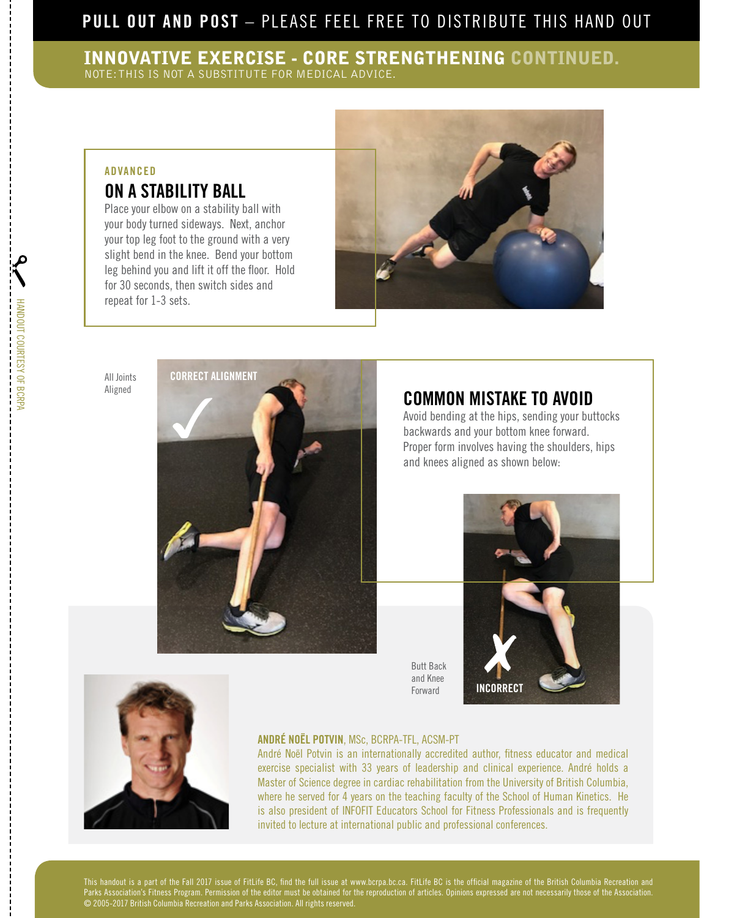**PULL OUT AND POST** – PLEASE FEEL FREE TO DISTRIBUTE THIS HAND OUT

## INNOVATIVE EXERCISE - CORE STRENGTHENING CONTINUED.

NOTE: THIS IS NOT A SUBSTITUTE FOR MEDICAL ADVICE.

ADVANCED

### ON A STABILITY BALL

Place your elbow on a stability ball with your body turned sideways. Next, anchor your top leg foot to the ground with a very slight bend in the knee. Bend your bottom leg behind you and lift it off the floor. Hold for 30 seconds, then switch sides and repeat for 1-3 sets.

All Joints Aligned

CORRECT ALIGNMENT

### COMMON MISTAKE TO AVOID

Avoid bending at the hips, sending your buttocks backwards and your bottom knee forward. Proper form involves having the shoulders, hips and knees aligned as shown below:

Butt Back and Knee Forward

INCORRECT

**ANDRÉ NOËL POTVIN**, MSc, BCRPA-TFL, ACSM-PT

André Noël Potvin is an internationally accredited author, fitness educator and medical exercise specialist with 33 years of leadership and clinical experience. André holds a Master of Science degree in cardiac rehabilitation from the University of British Columbia, where he served for 4 years on the teaching faculty of the School of Human Kinetics. He is also president of INFOFIT Educators School for Fitness Professionals and is frequently invited to lecture at international public and professional conferences.

HANDOUT COURTESY OF BCRPA

This handout is a part of the Fall 2017 issue of FitLife BC, find the full issue at www.bcrpa.bc.ca. FitLife BC is the official magazine of the British Columbia Recreation and Parks Association's Fitness Program. Permission of the editor must be obtained for the reproduction of articles. Opinions expressed are not necessarily those of the Association. © 2005-2017 British Columbia Recreation and Parks Association. All rights reserved.